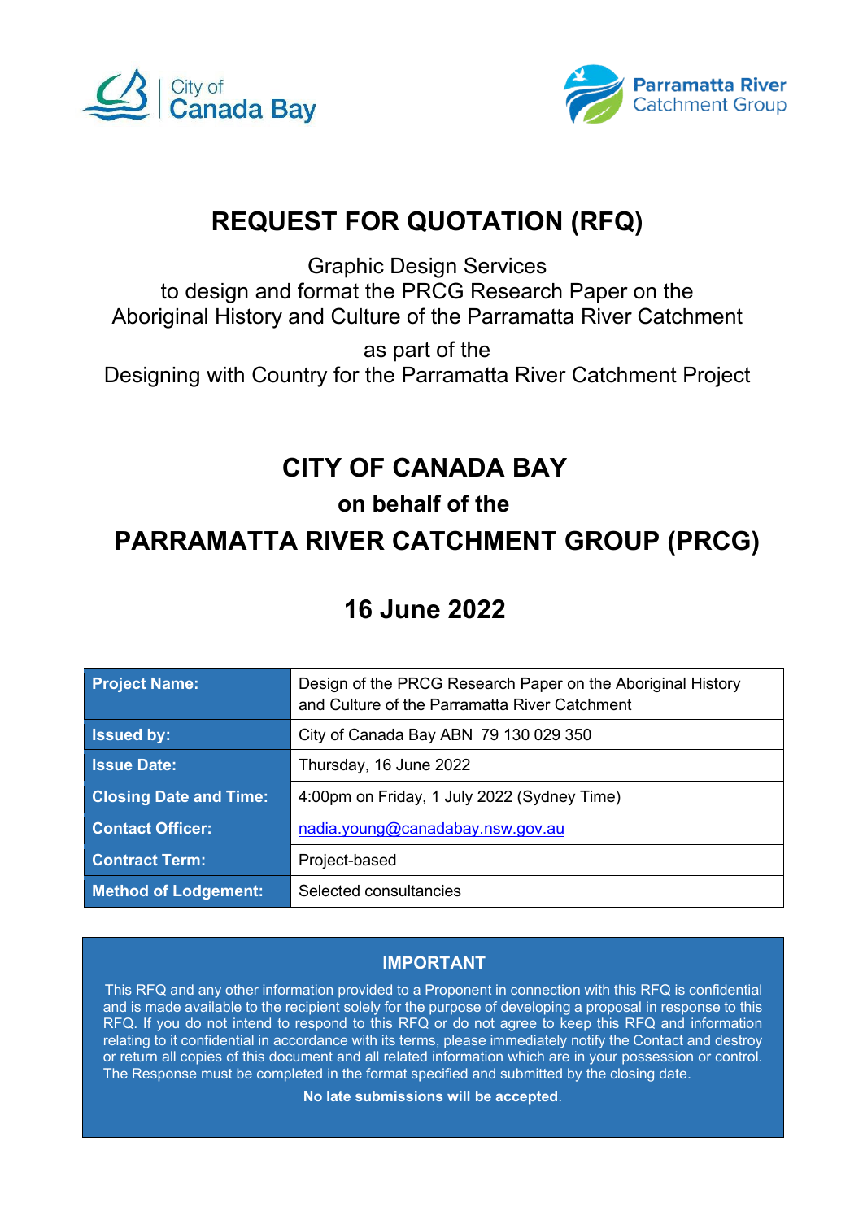# REQUEST FOR QUOTATION (RFQ)

Graphic Design Services
to design and format the PRCG Research Paper on the
Aboriginal History and Culture of the Parramatta River Catchment

as part of the
Designing with Country for the Parramatta River Catchment Project

## CITY OF CANADA BAY

### on behalf of the

## PARRAMATTA RIVER CATCHMENT GROUP (PRCG)

## 16 June 2022

| | |
|---|---|
| **Project Name:** | Design of the PRCG Research Paper on the Aboriginal History and Culture of the Parramatta River Catchment |
| **Issued by:** | City of Canada Bay ABN 79 130 029 350 |
| **Issue Date:** | Thursday, 16 June 2022 |
| **Closing Date and Time:** | 4:00pm on Friday, 1 July 2022 (Sydney Time) |
| **Contact Officer:** | nadia.young@canadabay.nsw.gov.au |
| **Contract Term:** | Project-based |
| **Method of Lodgement:** | Selected consultancies |

**IMPORTANT**

This RFQ and any other information provided to a Proponent in connection with this RFQ is confidential and is made available to the recipient solely for the purpose of developing a proposal in response to this RFQ. If you do not intend to respond to this RFQ or do not agree to keep this RFQ and information relating to it confidential in accordance with its terms, please immediately notify the Contact and destroy or return all copies of this document and all related information which are in your possession or control. The Response must be completed in the format specified and submitted by the closing date.

**No late submissions will be accepted**.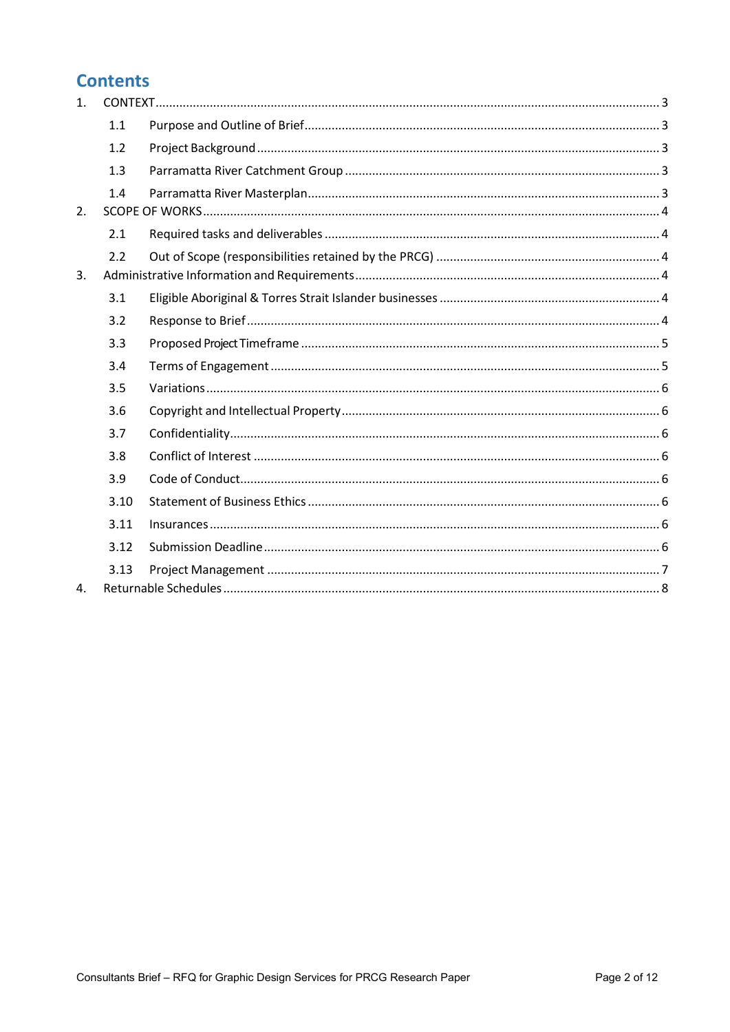# Contents

1. CONTEXT ..... 3
   - 1.1 Purpose and Outline of Brief ..... 3
   - 1.2 Project Background ..... 3
   - 1.3 Parramatta River Catchment Group ..... 3
   - 1.4 Parramatta River Masterplan ..... 3
2. SCOPE OF WORKS ..... 4
   - 2.1 Required tasks and deliverables ..... 4
   - 2.2 Out of Scope (responsibilities retained by the PRCG) ..... 4
3. Administrative Information and Requirements ..... 4
   - 3.1 Eligible Aboriginal & Torres Strait Islander businesses ..... 4
   - 3.2 Response to Brief ..... 4
   - 3.3 Proposed Project Timeframe ..... 5
   - 3.4 Terms of Engagement ..... 5
   - 3.5 Variations ..... 6
   - 3.6 Copyright and Intellectual Property ..... 6
   - 3.7 Confidentiality ..... 6
   - 3.8 Conflict of Interest ..... 6
   - 3.9 Code of Conduct ..... 6
   - 3.10 Statement of Business Ethics ..... 6
   - 3.11 Insurances ..... 6
   - 3.12 Submission Deadline ..... 6
   - 3.13 Project Management ..... 7
4. Returnable Schedules ..... 8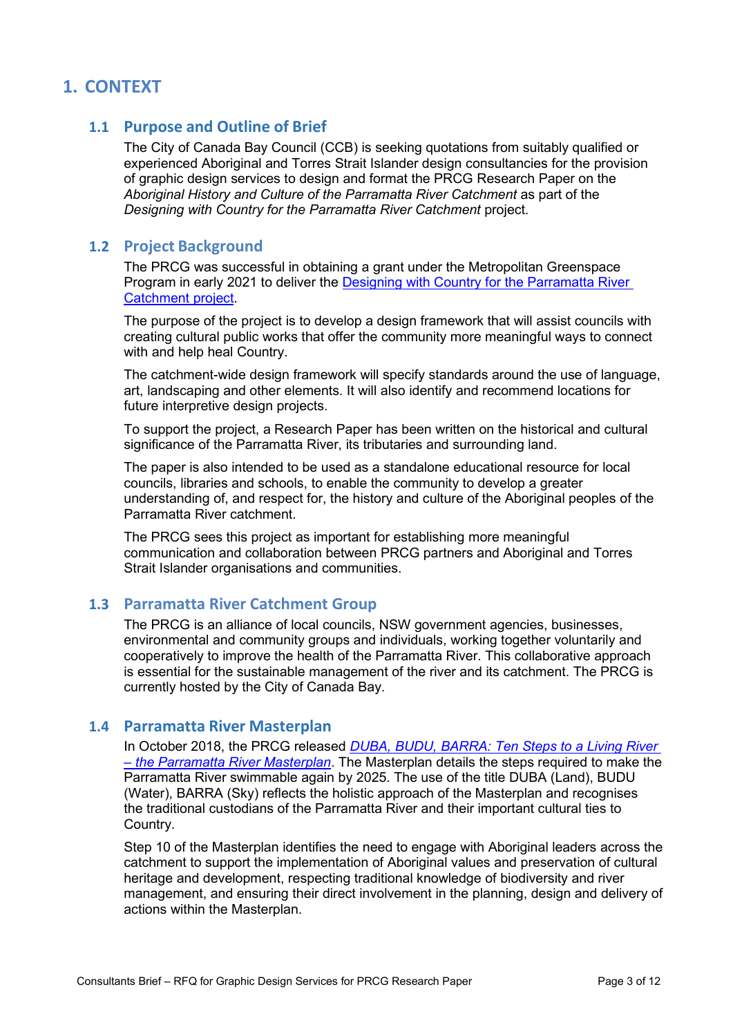# 1. CONTEXT

## 1.1 Purpose and Outline of Brief

The City of Canada Bay Council (CCB) is seeking quotations from suitably qualified or experienced Aboriginal and Torres Strait Islander design consultancies for the provision of graphic design services to design and format the PRCG Research Paper on the *Aboriginal History and Culture of the Parramatta River Catchment* as part of the *Designing with Country for the Parramatta River Catchment* project.

## 1.2 Project Background

The PRCG was successful in obtaining a grant under the Metropolitan Greenspace Program in early 2021 to deliver the Designing with Country for the Parramatta River Catchment project.

The purpose of the project is to develop a design framework that will assist councils with creating cultural public works that offer the community more meaningful ways to connect with and help heal Country.

The catchment-wide design framework will specify standards around the use of language, art, landscaping and other elements. It will also identify and recommend locations for future interpretive design projects.

To support the project, a Research Paper has been written on the historical and cultural significance of the Parramatta River, its tributaries and surrounding land.

The paper is also intended to be used as a standalone educational resource for local councils, libraries and schools, to enable the community to develop a greater understanding of, and respect for, the history and culture of the Aboriginal peoples of the Parramatta River catchment.

The PRCG sees this project as important for establishing more meaningful communication and collaboration between PRCG partners and Aboriginal and Torres Strait Islander organisations and communities.

## 1.3 Parramatta River Catchment Group

The PRCG is an alliance of local councils, NSW government agencies, businesses, environmental and community groups and individuals, working together voluntarily and cooperatively to improve the health of the Parramatta River. This collaborative approach is essential for the sustainable management of the river and its catchment. The PRCG is currently hosted by the City of Canada Bay.

## 1.4 Parramatta River Masterplan

In October 2018, the PRCG released *DUBA, BUDU, BARRA: Ten Steps to a Living River – the Parramatta River Masterplan*. The Masterplan details the steps required to make the Parramatta River swimmable again by 2025. The use of the title DUBA (Land), BUDU (Water), BARRA (Sky) reflects the holistic approach of the Masterplan and recognises the traditional custodians of the Parramatta River and their important cultural ties to Country.

Step 10 of the Masterplan identifies the need to engage with Aboriginal leaders across the catchment to support the implementation of Aboriginal values and preservation of cultural heritage and development, respecting traditional knowledge of biodiversity and river management, and ensuring their direct involvement in the planning, design and delivery of actions within the Masterplan.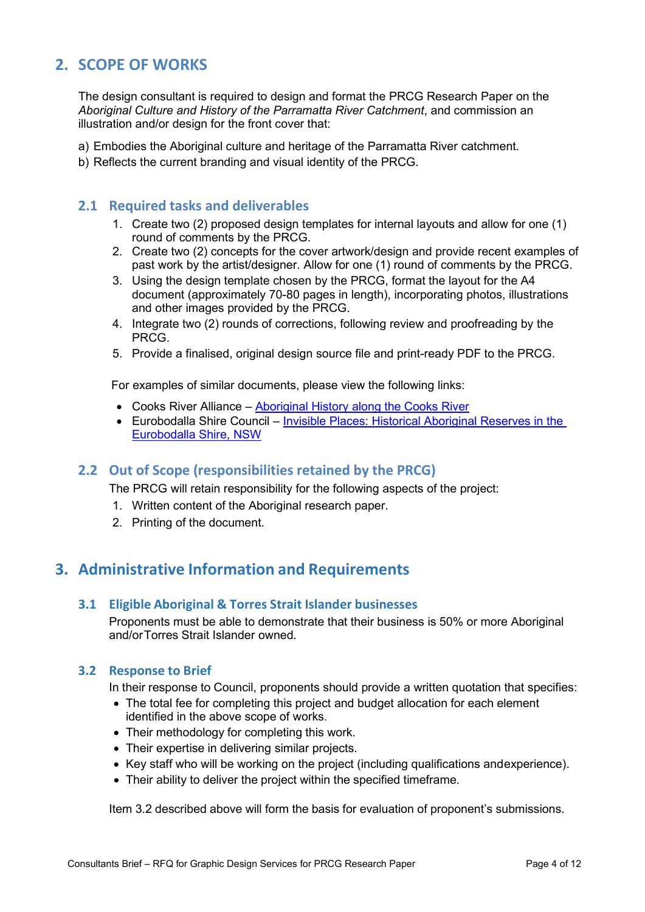## 2. SCOPE OF WORKS

The design consultant is required to design and format the PRCG Research Paper on the *Aboriginal Culture and History of the Parramatta River Catchment*, and commission an illustration and/or design for the front cover that:

a) Embodies the Aboriginal culture and heritage of the Parramatta River catchment.
b) Reflects the current branding and visual identity of the PRCG.

### 2.1 Required tasks and deliverables

1. Create two (2) proposed design templates for internal layouts and allow for one (1) round of comments by the PRCG.
2. Create two (2) concepts for the cover artwork/design and provide recent examples of past work by the artist/designer. Allow for one (1) round of comments by the PRCG.
3. Using the design template chosen by the PRCG, format the layout for the A4 document (approximately 70-80 pages in length), incorporating photos, illustrations and other images provided by the PRCG.
4. Integrate two (2) rounds of corrections, following review and proofreading by the PRCG.
5. Provide a finalised, original design source file and print-ready PDF to the PRCG.

For examples of similar documents, please view the following links:

- Cooks River Alliance – Aboriginal History along the Cooks River
- Eurobodalla Shire Council – Invisible Places: Historical Aboriginal Reserves in the Eurobodalla Shire, NSW

### 2.2 Out of Scope (responsibilities retained by the PRCG)

The PRCG will retain responsibility for the following aspects of the project:

1. Written content of the Aboriginal research paper.
2. Printing of the document.

## 3. Administrative Information and Requirements

### 3.1 Eligible Aboriginal & Torres Strait Islander businesses

Proponents must be able to demonstrate that their business is 50% or more Aboriginal and/orTorres Strait Islander owned.

### 3.2 Response to Brief

In their response to Council, proponents should provide a written quotation that specifies:

- The total fee for completing this project and budget allocation for each element identified in the above scope of works.
- Their methodology for completing this work.
- Their expertise in delivering similar projects.
- Key staff who will be working on the project (including qualifications andexperience).
- Their ability to deliver the project within the specified timeframe.

Item 3.2 described above will form the basis for evaluation of proponent's submissions.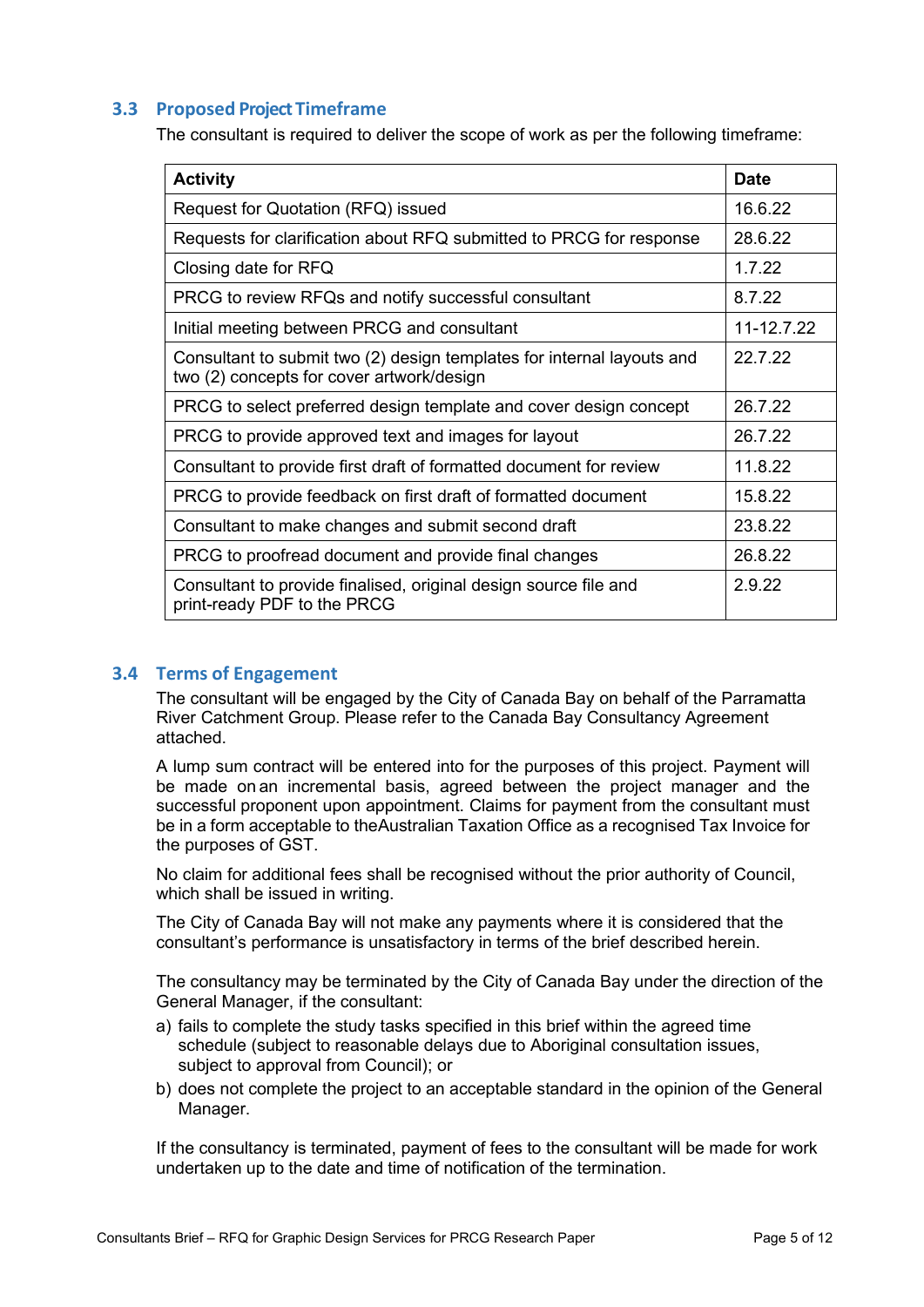### 3.3 Proposed Project Timeframe

The consultant is required to deliver the scope of work as per the following timeframe:

| Activity | Date |
|---|---|
| Request for Quotation (RFQ) issued | 16.6.22 |
| Requests for clarification about RFQ submitted to PRCG for response | 28.6.22 |
| Closing date for RFQ | 1.7.22 |
| PRCG to review RFQs and notify successful consultant | 8.7.22 |
| Initial meeting between PRCG and consultant | 11-12.7.22 |
| Consultant to submit two (2) design templates for internal layouts and two (2) concepts for cover artwork/design | 22.7.22 |
| PRCG to select preferred design template and cover design concept | 26.7.22 |
| PRCG to provide approved text and images for layout | 26.7.22 |
| Consultant to provide first draft of formatted document for review | 11.8.22 |
| PRCG to provide feedback on first draft of formatted document | 15.8.22 |
| Consultant to make changes and submit second draft | 23.8.22 |
| PRCG to proofread document and provide final changes | 26.8.22 |
| Consultant to provide finalised, original design source file and print-ready PDF to the PRCG | 2.9.22 |

### 3.4 Terms of Engagement

The consultant will be engaged by the City of Canada Bay on behalf of the Parramatta River Catchment Group. Please refer to the Canada Bay Consultancy Agreement attached.

A lump sum contract will be entered into for the purposes of this project. Payment will be made on an incremental basis, agreed between the project manager and the successful proponent upon appointment. Claims for payment from the consultant must be in a form acceptable to the Australian Taxation Office as a recognised Tax Invoice for the purposes of GST.

No claim for additional fees shall be recognised without the prior authority of Council, which shall be issued in writing.

The City of Canada Bay will not make any payments where it is considered that the consultant's performance is unsatisfactory in terms of the brief described herein.

The consultancy may be terminated by the City of Canada Bay under the direction of the General Manager, if the consultant:

a) fails to complete the study tasks specified in this brief within the agreed time schedule (subject to reasonable delays due to Aboriginal consultation issues, subject to approval from Council); or
b) does not complete the project to an acceptable standard in the opinion of the General Manager.

If the consultancy is terminated, payment of fees to the consultant will be made for work undertaken up to the date and time of notification of the termination.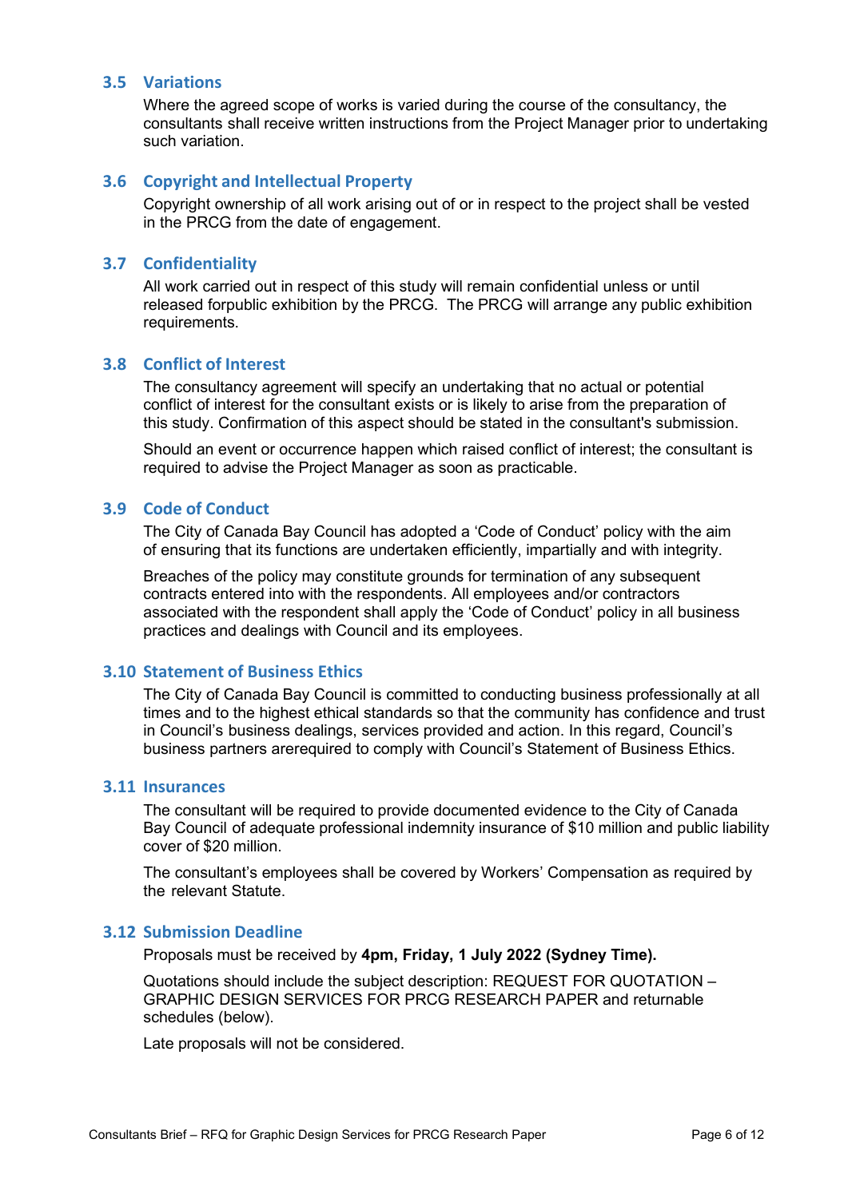## 3.5 Variations

Where the agreed scope of works is varied during the course of the consultancy, the consultants shall receive written instructions from the Project Manager prior to undertaking such variation.

## 3.6 Copyright and Intellectual Property

Copyright ownership of all work arising out of or in respect to the project shall be vested in the PRCG from the date of engagement.

## 3.7 Confidentiality

All work carried out in respect of this study will remain confidential unless or until released forpublic exhibition by the PRCG. The PRCG will arrange any public exhibition requirements.

## 3.8 Conflict of Interest

The consultancy agreement will specify an undertaking that no actual or potential conflict of interest for the consultant exists or is likely to arise from the preparation of this study. Confirmation of this aspect should be stated in the consultant's submission.

Should an event or occurrence happen which raised conflict of interest; the consultant is required to advise the Project Manager as soon as practicable.

## 3.9 Code of Conduct

The City of Canada Bay Council has adopted a 'Code of Conduct' policy with the aim of ensuring that its functions are undertaken efficiently, impartially and with integrity.

Breaches of the policy may constitute grounds for termination of any subsequent contracts entered into with the respondents. All employees and/or contractors associated with the respondent shall apply the 'Code of Conduct' policy in all business practices and dealings with Council and its employees.

## 3.10 Statement of Business Ethics

The City of Canada Bay Council is committed to conducting business professionally at all times and to the highest ethical standards so that the community has confidence and trust in Council's business dealings, services provided and action. In this regard, Council's business partners arerequired to comply with Council's Statement of Business Ethics.

## 3.11 Insurances

The consultant will be required to provide documented evidence to the City of Canada Bay Council of adequate professional indemnity insurance of $10 million and public liability cover of $20 million.

The consultant's employees shall be covered by Workers' Compensation as required by the relevant Statute.

## 3.12 Submission Deadline

Proposals must be received by **4pm, Friday, 1 July 2022 (Sydney Time).**

Quotations should include the subject description: REQUEST FOR QUOTATION – GRAPHIC DESIGN SERVICES FOR PRCG RESEARCH PAPER and returnable schedules (below).

Late proposals will not be considered.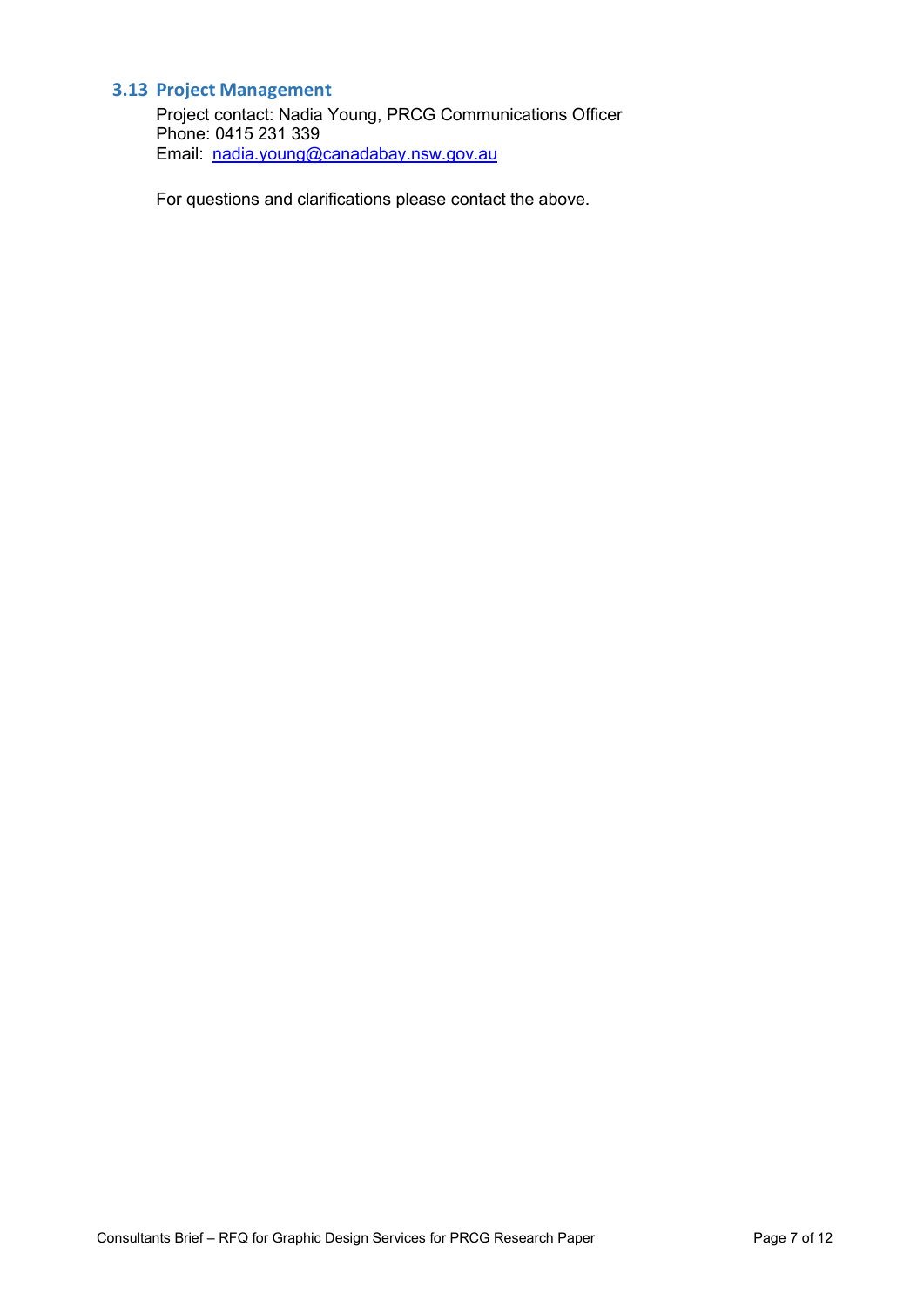### 3.13 Project Management

Project contact: Nadia Young, PRCG Communications Officer
Phone: 0415 231 339
Email: nadia.young@canadabay.nsw.gov.au

For questions and clarifications please contact the above.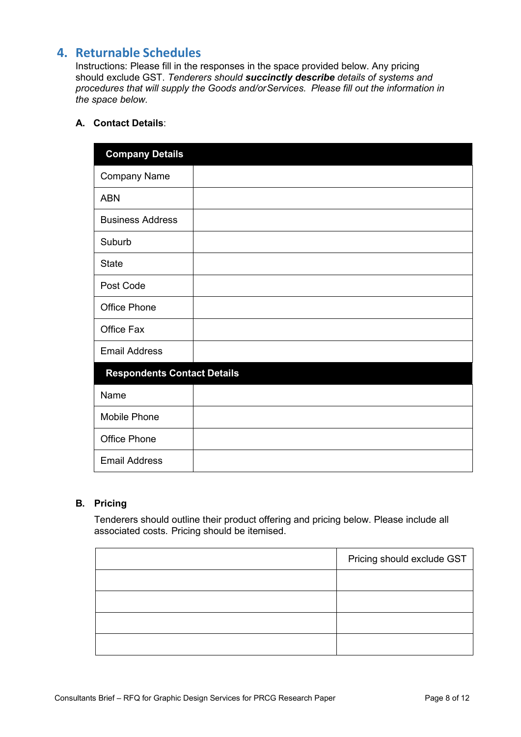## 4. Returnable Schedules

Instructions: Please fill in the responses in the space provided below. Any pricing should exclude GST. *Tenderers should **succinctly describe** details of systems and procedures that will supply the Goods and/orServices. Please fill out the information in the space below.*

### A. Contact Details:

| **Company Details** | |
|---|---|
| Company Name | |
| ABN | |
| Business Address | |
| Suburb | |
| State | |
| Post Code | |
| Office Phone | |
| Office Fax | |
| Email Address | |
| **Respondents Contact Details** | |
| Name | |
| Mobile Phone | |
| Office Phone | |
| Email Address | |

### B. Pricing

Tenderers should outline their product offering and pricing below. Please include all associated costs. Pricing should be itemised.

| | Pricing should exclude GST |
|---|---|
| | |
| | |
| | |
| | |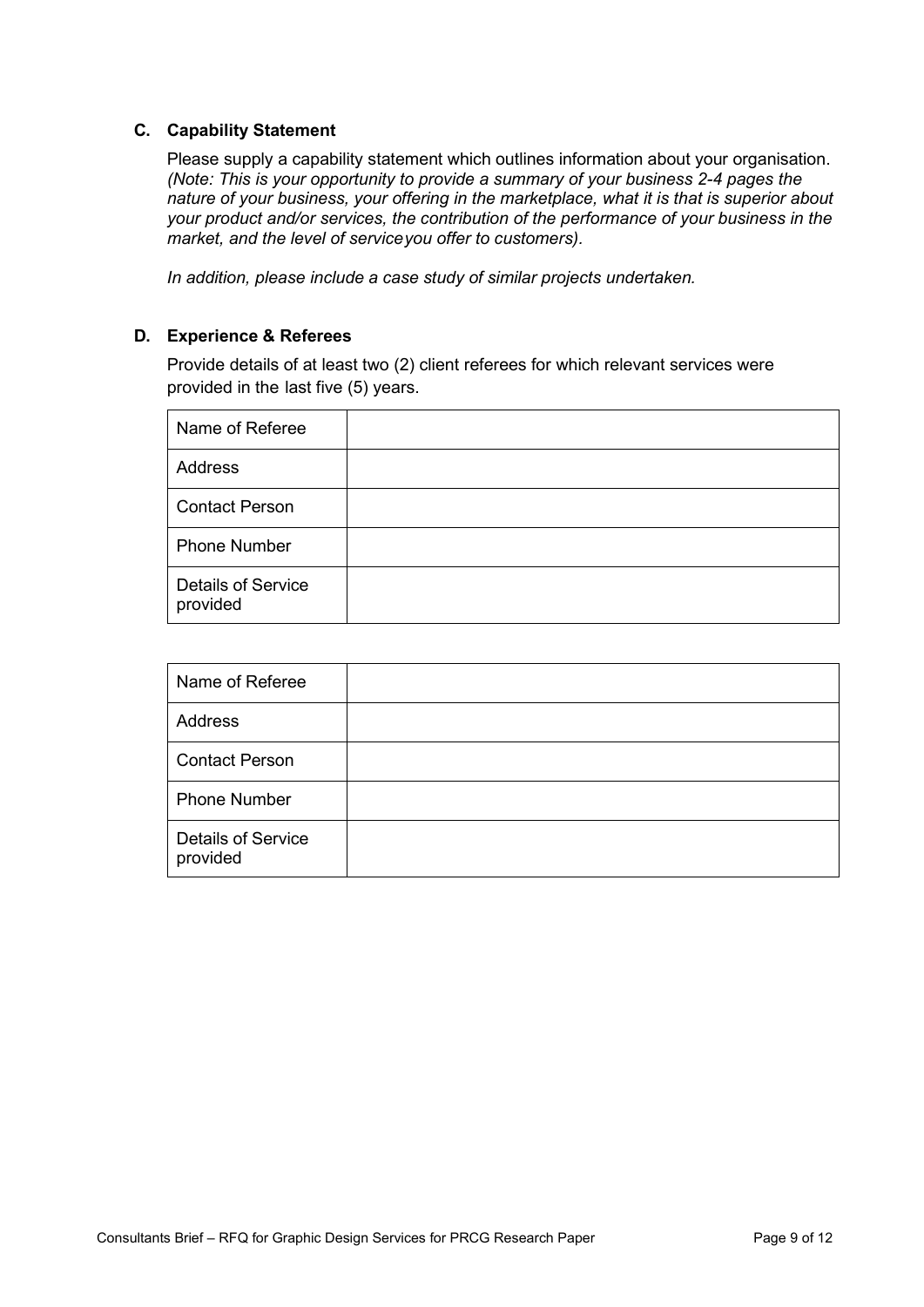### C. Capability Statement

Please supply a capability statement which outlines information about your organisation. *(Note: This is your opportunity to provide a summary of your business 2-4 pages the nature of your business, your offering in the marketplace, what it is that is superior about your product and/or services, the contribution of the performance of your business in the market, and the level of serviceyou offer to customers).*

*In addition, please include a case study of similar projects undertaken.*

### D. Experience & Referees

Provide details of at least two (2) client referees for which relevant services were provided in the last five (5) years.

| Name of Referee | |
|---|---|
| Address | |
| Contact Person | |
| Phone Number | |
| Details of Service provided | |

| Name of Referee | |
|---|---|
| Address | |
| Contact Person | |
| Phone Number | |
| Details of Service provided | |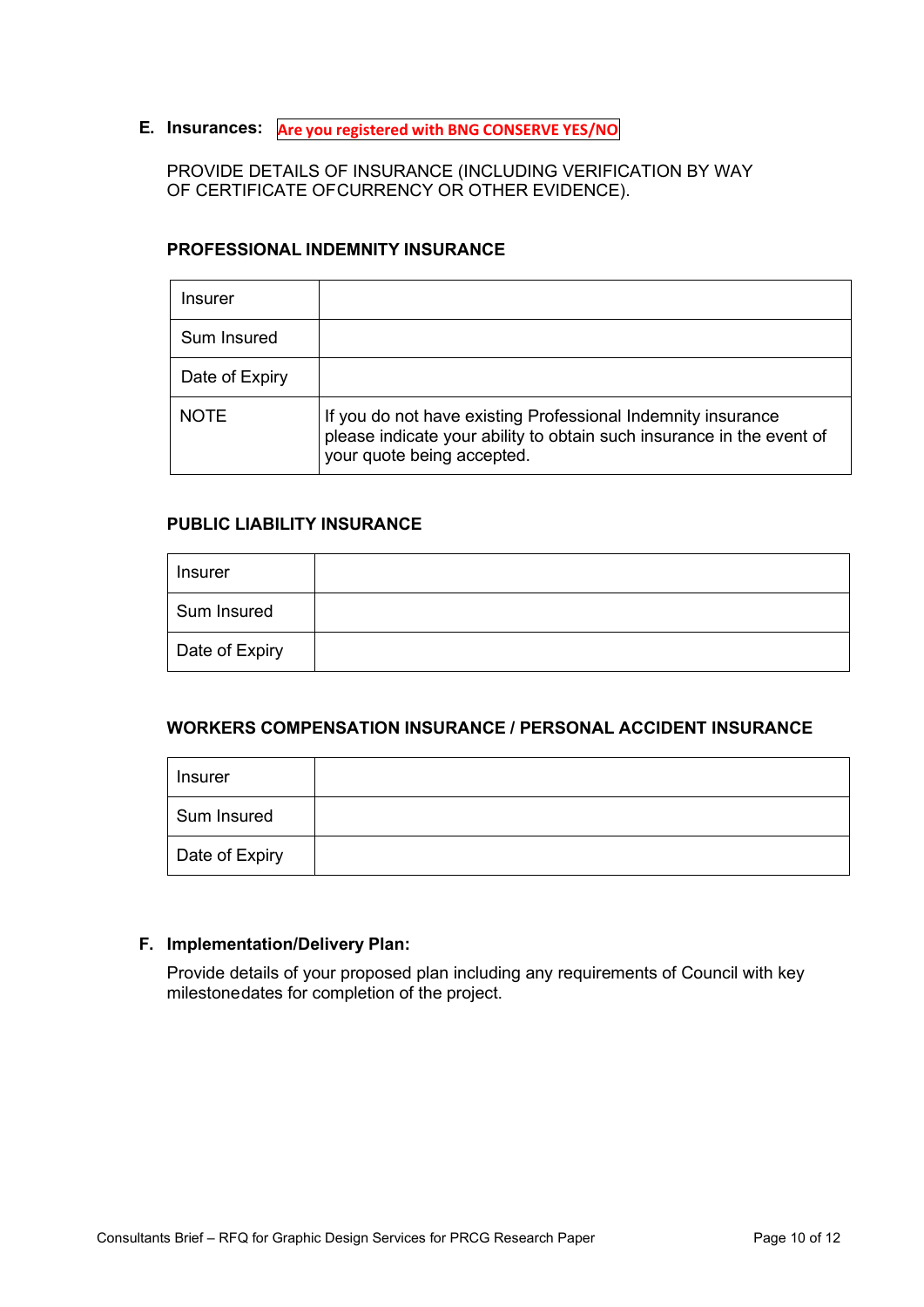## E. Insurances: Are you registered with BNG CONSERVE YES/NO

PROVIDE DETAILS OF INSURANCE (INCLUDING VERIFICATION BY WAY OF CERTIFICATE OFCURRENCY OR OTHER EVIDENCE).

### PROFESSIONAL INDEMNITY INSURANCE

| | |
|---|---|
| Insurer | |
| Sum Insured | |
| Date of Expiry | |
| NOTE | If you do not have existing Professional Indemnity insurance please indicate your ability to obtain such insurance in the event of your quote being accepted. |

### PUBLIC LIABILITY INSURANCE

| | |
|---|---|
| Insurer | |
| Sum Insured | |
| Date of Expiry | |

### WORKERS COMPENSATION INSURANCE / PERSONAL ACCIDENT INSURANCE

| | |
|---|---|
| Insurer | |
| Sum Insured | |
| Date of Expiry | |

## F. Implementation/Delivery Plan:

Provide details of your proposed plan including any requirements of Council with key milestonedates for completion of the project.